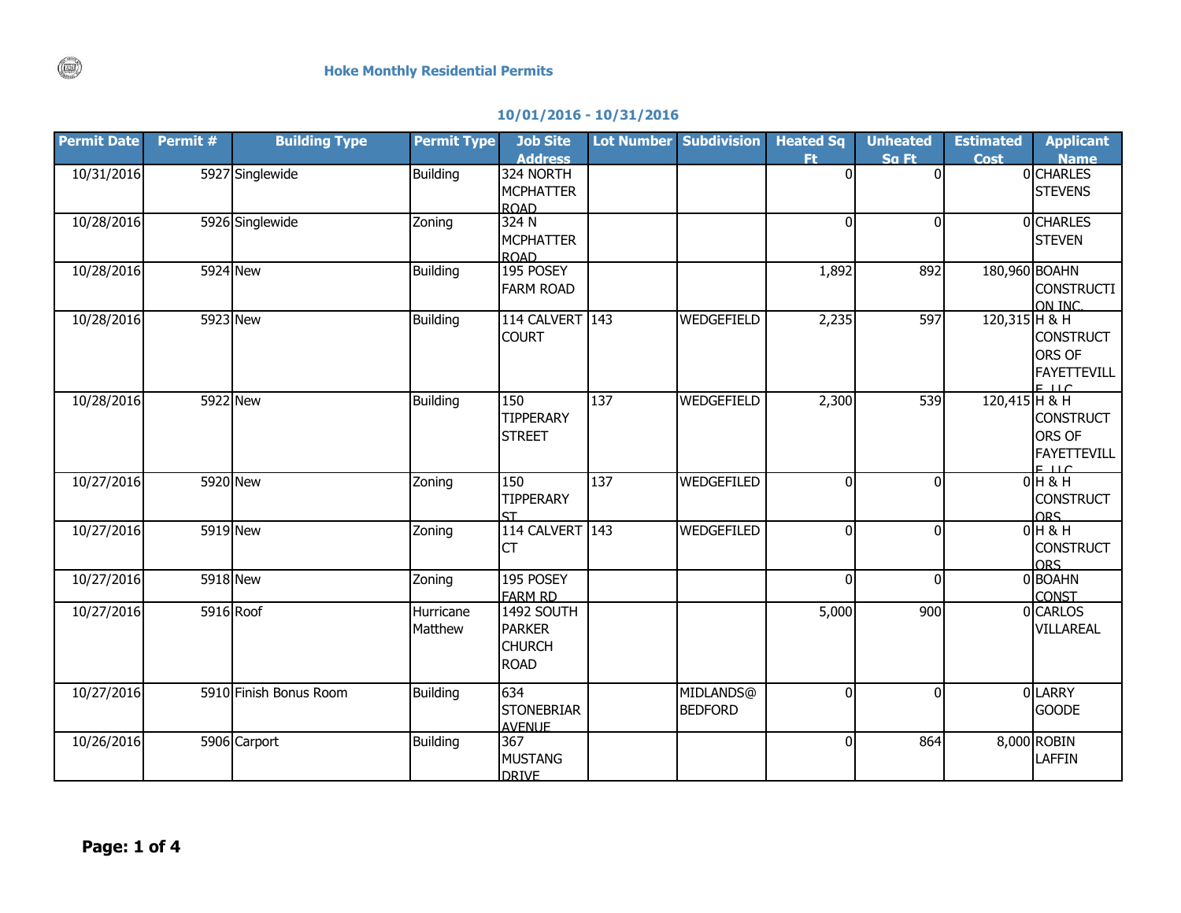# Hoke Monthly Residential Permits

## 10/01/2016 - 10/31/2016

| Permit Date | Permit # | Building Type | Permit Type | Job Site Address | Lot Number | Subdivision | Heated Sq Ft | Unheated Sq Ft | Estimated Cost | Applicant Name |
|---|---|---|---|---|---|---|---|---|---|---|
| 10/31/2016 | 5927 | Singlewide | Building | 324 NORTH MCPHATTER ROAD | | | 0 | 0 | 0 | CHARLES STEVENS |
| 10/28/2016 | 5926 | Singlewide | Zoning | 324 N MCPHATTER ROAD | | | 0 | 0 | 0 | CHARLES STEVEN |
| 10/28/2016 | 5924 | New | Building | 195 POSEY FARM ROAD | | | 1,892 | 892 | 180,960 | BOAHN CONSTRUCTION INC. |
| 10/28/2016 | 5923 | New | Building | 114 CALVERT COURT | 143 | WEDGEFIELD | 2,235 | 597 | 120,315 | H & H CONSTRUCTORS OF FAYETTEVILLE, LLC |
| 10/28/2016 | 5922 | New | Building | 150 TIPPERARY STREET | 137 | WEDGEFIELD | 2,300 | 539 | 120,415 | H & H CONSTRUCTORS OF FAYETTEVILLE, LLC |
| 10/27/2016 | 5920 | New | Zoning | 150 TIPPERARY ST | 137 | WEDGEFILED | 0 | 0 | 0 | H & H CONSTRUCTORS |
| 10/27/2016 | 5919 | New | Zoning | 114 CALVERT CT | 143 | WEDGEFILED | 0 | 0 | 0 | H & H CONSTRUCTORS |
| 10/27/2016 | 5918 | New | Zoning | 195 POSEY FARM RD | | | 0 | 0 | 0 | BOAHN CONST |
| 10/27/2016 | 5916 | Roof | Hurricane Matthew | 1492 SOUTH PARKER CHURCH ROAD | | | 5,000 | 900 | 0 | CARLOS VILLAREAL |
| 10/27/2016 | 5910 | Finish Bonus Room | Building | 634 STONEBRIAR AVENUE | | MIDLANDS@ BEDFORD | 0 | 0 | 0 | LARRY GOODE |
| 10/26/2016 | 5906 | Carport | Building | 367 MUSTANG DRIVE | | | 0 | 864 | 8,000 | ROBIN LAFFIN |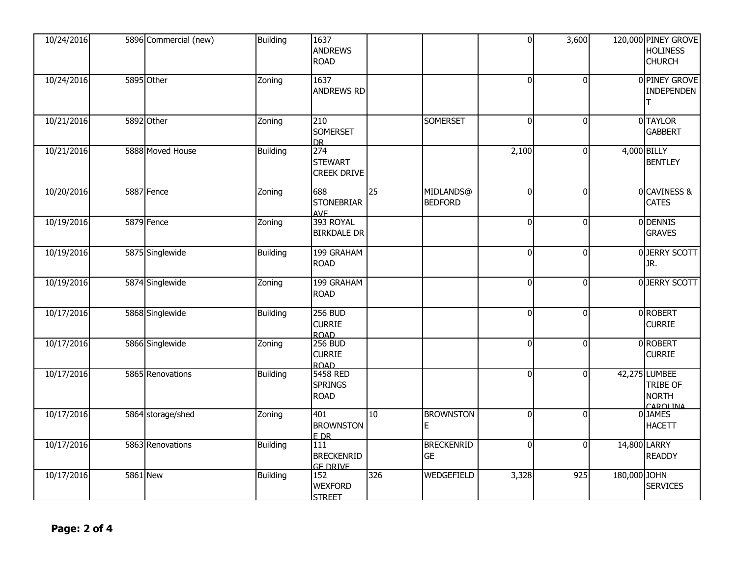| | | | | | | | | | | |
|---|---|---|---|---|---|---|---|---|---|---|
| 10/24/2016 | 5896 | Commercial (new) | Building | 1637 ANDREWS ROAD | | | 0 | 3,600 | 120,000 | PINEY GROVE HOLINESS CHURCH |
| 10/24/2016 | 5895 | Other | Zoning | 1637 ANDREWS RD | | | 0 | 0 | 0 | PINEY GROVE INDEPENDENT |
| 10/21/2016 | 5892 | Other | Zoning | 210 SOMERSET DR | | SOMERSET | 0 | 0 | 0 | TAYLOR GABBERT |
| 10/21/2016 | 5888 | Moved House | Building | 274 STEWART CREEK DRIVE | | | 2,100 | 0 | 4,000 | BILLY BENTLEY |
| 10/20/2016 | 5887 | Fence | Zoning | 688 STONEBRIAR AVE | 25 | MIDLANDS@ BEDFORD | 0 | 0 | 0 | CAVINESS & CATES |
| 10/19/2016 | 5879 | Fence | Zoning | 393 ROYAL BIRKDALE DR | | | 0 | 0 | 0 | DENNIS GRAVES |
| 10/19/2016 | 5875 | Singlewide | Building | 199 GRAHAM ROAD | | | 0 | 0 | 0 | JERRY SCOTT JR. |
| 10/19/2016 | 5874 | Singlewide | Zoning | 199 GRAHAM ROAD | | | 0 | 0 | 0 | JERRY SCOTT |
| 10/17/2016 | 5868 | Singlewide | Building | 256 BUD CURRIE ROAD | | | 0 | 0 | 0 | ROBERT CURRIE |
| 10/17/2016 | 5866 | Singlewide | Zoning | 256 BUD CURRIE ROAD | | | 0 | 0 | 0 | ROBERT CURRIE |
| 10/17/2016 | 5865 | Renovations | Building | 5458 RED SPRINGS ROAD | | | 0 | 0 | 42,275 | LUMBEE TRIBE OF NORTH CAROLINA |
| 10/17/2016 | 5864 | storage/shed | Zoning | 401 BROWNSTONE DR | 10 | BROWNSTONE | 0 | 0 | 0 | JAMES HACETT |
| 10/17/2016 | 5863 | Renovations | Building | 111 BRECKENRIDGE DRIVE | | BRECKENRIDGE | 0 | 0 | 14,800 | LARRY READDY |
| 10/17/2016 | 5861 | New | Building | 152 WEXFORD STREET | 326 | WEDGEFIELD | 3,328 | 925 | 180,000 | JOHN SERVICES |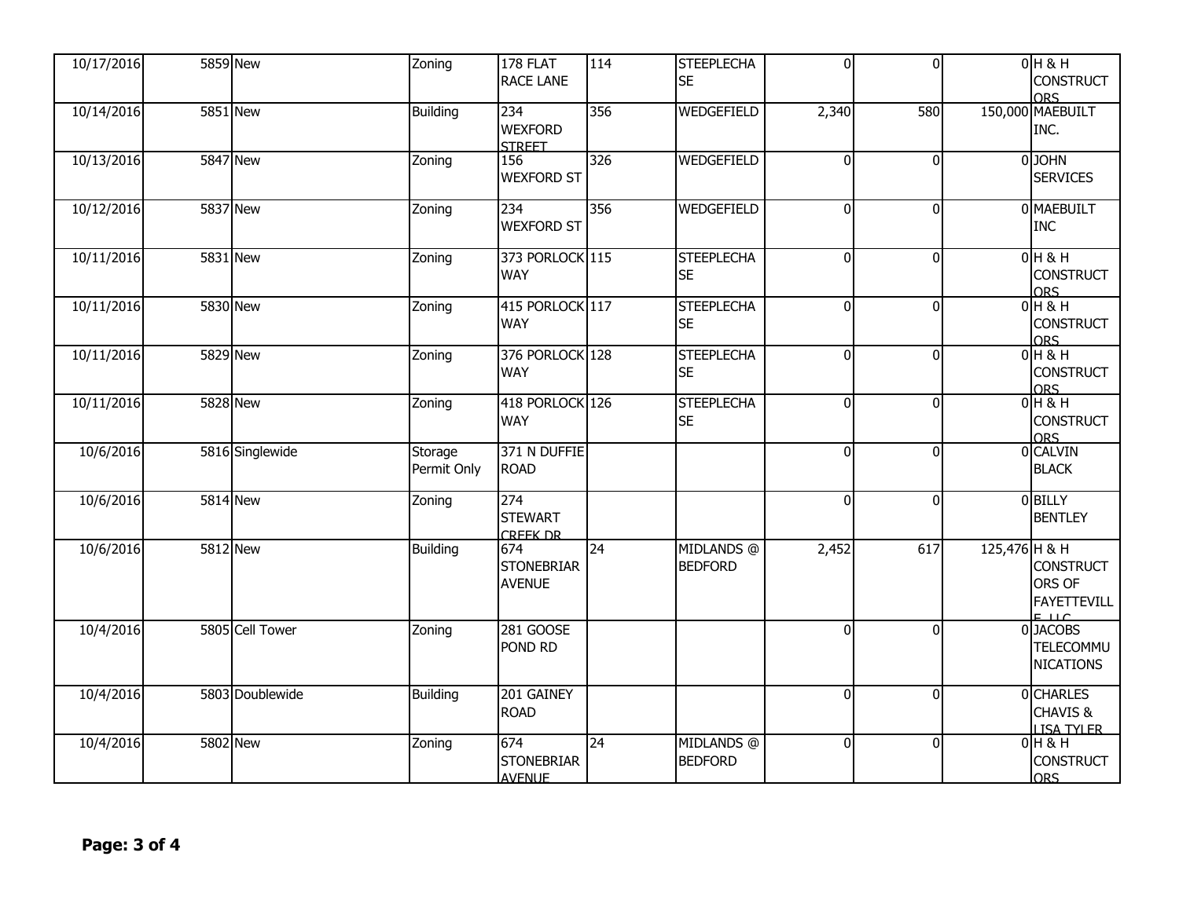| | | | | | | | | | | |
|---|---|---|---|---|---|---|---|---|---|---|
| 10/17/2016 | 5859 | New | Zoning | 178 FLAT RACE LANE | 114 | STEEPLECHASE | 0 | 0 | 0 | H & H CONSTRUCTORS |
| 10/14/2016 | 5851 | New | Building | 234 WEXFORD STREET | 356 | WEDGEFIELD | 2,340 | 580 | 150,000 | MAEBUILT INC. |
| 10/13/2016 | 5847 | New | Zoning | 156 WEXFORD ST | 326 | WEDGEFIELD | 0 | 0 | 0 | JOHN SERVICES |
| 10/12/2016 | 5837 | New | Zoning | 234 WEXFORD ST | 356 | WEDGEFIELD | 0 | 0 | 0 | MAEBUILT INC |
| 10/11/2016 | 5831 | New | Zoning | 373 PORLOCK WAY | 115 | STEEPLECHASE | 0 | 0 | 0 | H & H CONSTRUCTORS |
| 10/11/2016 | 5830 | New | Zoning | 415 PORLOCK WAY | 117 | STEEPLECHASE | 0 | 0 | 0 | H & H CONSTRUCTORS |
| 10/11/2016 | 5829 | New | Zoning | 376 PORLOCK WAY | 128 | STEEPLECHASE | 0 | 0 | 0 | H & H CONSTRUCTORS |
| 10/11/2016 | 5828 | New | Zoning | 418 PORLOCK WAY | 126 | STEEPLECHASE | 0 | 0 | 0 | H & H CONSTRUCTORS |
| 10/6/2016 | 5816 | Singlewide | Storage Permit Only | 371 N DUFFIE ROAD | | | 0 | 0 | 0 | CALVIN BLACK |
| 10/6/2016 | 5814 | New | Zoning | 274 STEWART CREEK DR | | | 0 | 0 | 0 | BILLY BENTLEY |
| 10/6/2016 | 5812 | New | Building | 674 STONEBRIAR AVENUE | 24 | MIDLANDS @ BEDFORD | 2,452 | 617 | 125,476 | H & H CONSTRUCTORS OF FAYETTEVILLE LLC |
| 10/4/2016 | 5805 | Cell Tower | Zoning | 281 GOOSE POND RD | | | 0 | 0 | 0 | JACOBS TELECOMMUNICATIONS |
| 10/4/2016 | 5803 | Doublewide | Building | 201 GAINEY ROAD | | | 0 | 0 | 0 | CHARLES CHAVIS & LISA TYLER |
| 10/4/2016 | 5802 | New | Zoning | 674 STONEBRIAR AVENUE | 24 | MIDLANDS @ BEDFORD | 0 | 0 | 0 | H & H CONSTRUCTORS |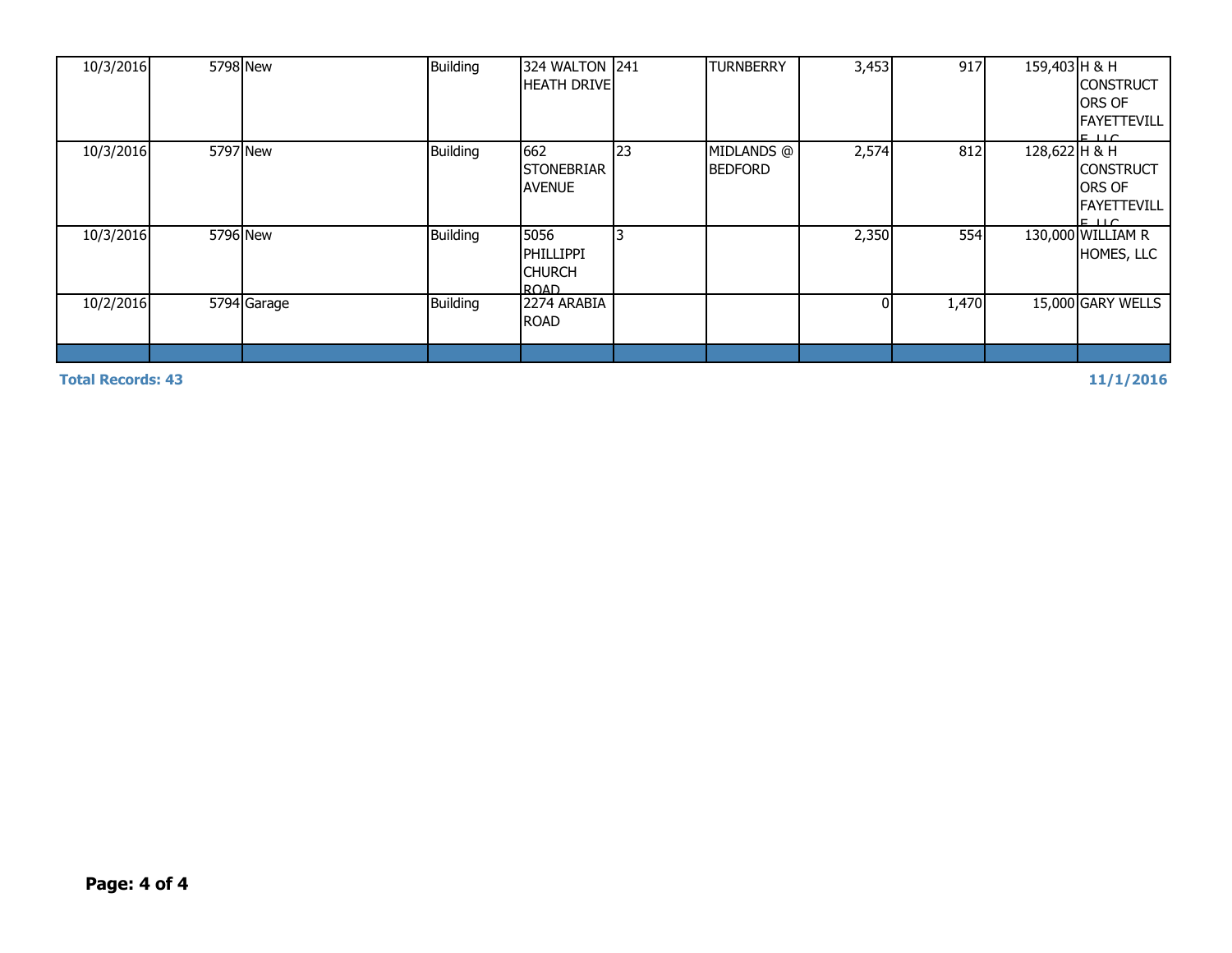| | | | | | | | | | | |
|---|---|---|---|---|---|---|---|---|---|---|
| 10/3/2016 | 5798 | New | Building | 324 WALTON HEATH DRIVE | 241 | TURNBERRY | 3,453 | 917 | 159,403 | H & H CONSTRUCTORS OF FAYETTEVILLE LLC |
| 10/3/2016 | 5797 | New | Building | 662 STONEBRIAR AVENUE | 23 | MIDLANDS @ BEDFORD | 2,574 | 812 | 128,622 | H & H CONSTRUCTORS OF FAYETTEVILLE LLC |
| 10/3/2016 | 5796 | New | Building | 5056 PHILLIPPI CHURCH ROAD | 3 | | 2,350 | 554 | 130,000 | WILLIAM R HOMES, LLC |
| 10/2/2016 | 5794 | Garage | Building | 2274 ARABIA ROAD | | | 0 | 1,470 | 15,000 | GARY WELLS |
| | | | | | | | | | | |

**Total Records: 43**

**11/1/2016**